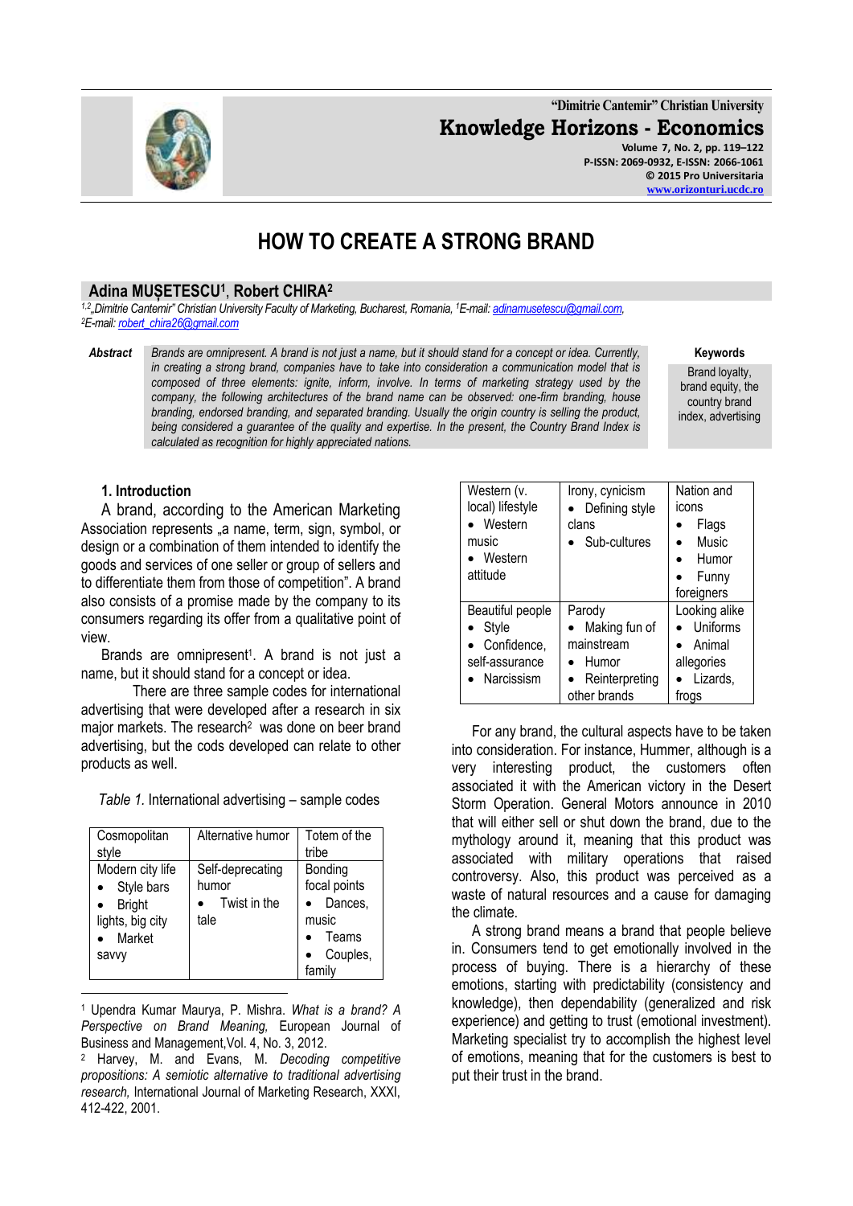"Dimitrie Cantemir" Christian University

**Knowledge Horizons - Economics**

Volume 7, No. 2, pp. 119–122
P-ISSN: 2069-0932, E-ISSN: 2066-1061
© 2015 Pro Universitaria
www.orizonturi.ucdc.ro

# HOW TO CREATE A STRONG BRAND

**Adina MUȘETESCU[1], Robert CHIRA[2]**

*[1,2]„Dimitrie Cantemir" Christian University Faculty of Marketing, Bucharest, Romania, [1]E-mail: adinamusetescu@gmail.com, [2]E-mail: robert_chira26@gmail.com*

**Abstract** *Brands are omnipresent. A brand is not just a name, but it should stand for a concept or idea. Currently, in creating a strong brand, companies have to take into consideration a communication model that is composed of three elements: ignite, inform, involve. In terms of marketing strategy used by the company, the following architectures of the brand name can be observed: one-firm branding, house branding, endorsed branding, and separated branding. Usually the origin country is selling the product, being considered a guarantee of the quality and expertise. In the present, the Country Brand Index is calculated as recognition for highly appreciated nations.*

**Keywords**

Brand loyalty, brand equity, the country brand index, advertising

## 1. Introduction

A brand, according to the American Marketing Association represents „a name, term, sign, symbol, or design or a combination of them intended to identify the goods and services of one seller or group of sellers and to differentiate them from those of competition". A brand also consists of a promise made by the company to its consumers regarding its offer from a qualitative point of view.

Brands are omnipresent[1]. A brand is not just a name, but it should stand for a concept or idea.

There are three sample codes for international advertising that were developed after a research in six major markets. The research[2] was done on beer brand advertising, but the cods developed can relate to other products as well.

*Table 1.* International advertising – sample codes

| Cosmopolitan style | Alternative humor | Totem of the tribe |
|---|---|---|
| Modern city life • Style bars • Bright lights, big city • Market savvy | Self-deprecating humor • Twist in the tale | Bonding focal points • Dances, music • Teams • Couples, family |
| Western (v. local) lifestyle • Western music • Western attitude | Irony, cynicism • Defining style clans • Sub-cultures | Nation and icons • Flags • Music • Humor • Funny foreigners |
| Beautiful people • Style • Confidence, self-assurance • Narcissism | Parody • Making fun of mainstream • Humor • Reinterpreting other brands | Looking alike • Uniforms • Animal allegories • Lizards, frogs |

For any brand, the cultural aspects have to be taken into consideration. For instance, Hummer, although is a very interesting product, the customers often associated it with the American victory in the Desert Storm Operation. General Motors announce in 2010 that will either sell or shut down the brand, due to the mythology around it, meaning that this product was associated with military operations that raised controversy. Also, this product was perceived as a waste of natural resources and a cause for damaging the climate.

A strong brand means a brand that people believe in. Consumers tend to get emotionally involved in the process of buying. There is a hierarchy of these emotions, starting with predictability (consistency and knowledge), then dependability (generalized and risk experience) and getting to trust (emotional investment). Marketing specialist try to accomplish the highest level of emotions, meaning that for the customers is best to put their trust in the brand.

---

[1] Upendra Kumar Maurya, P. Mishra. *What is a brand? A Perspective on Brand Meaning,* European Journal of Business and Management,Vol. 4, No. 3, 2012.

[2] Harvey, M. and Evans, M. *Decoding competitive propositions: A semiotic alternative to traditional advertising research,* International Journal of Marketing Research, XXXI, 412-422, 2001.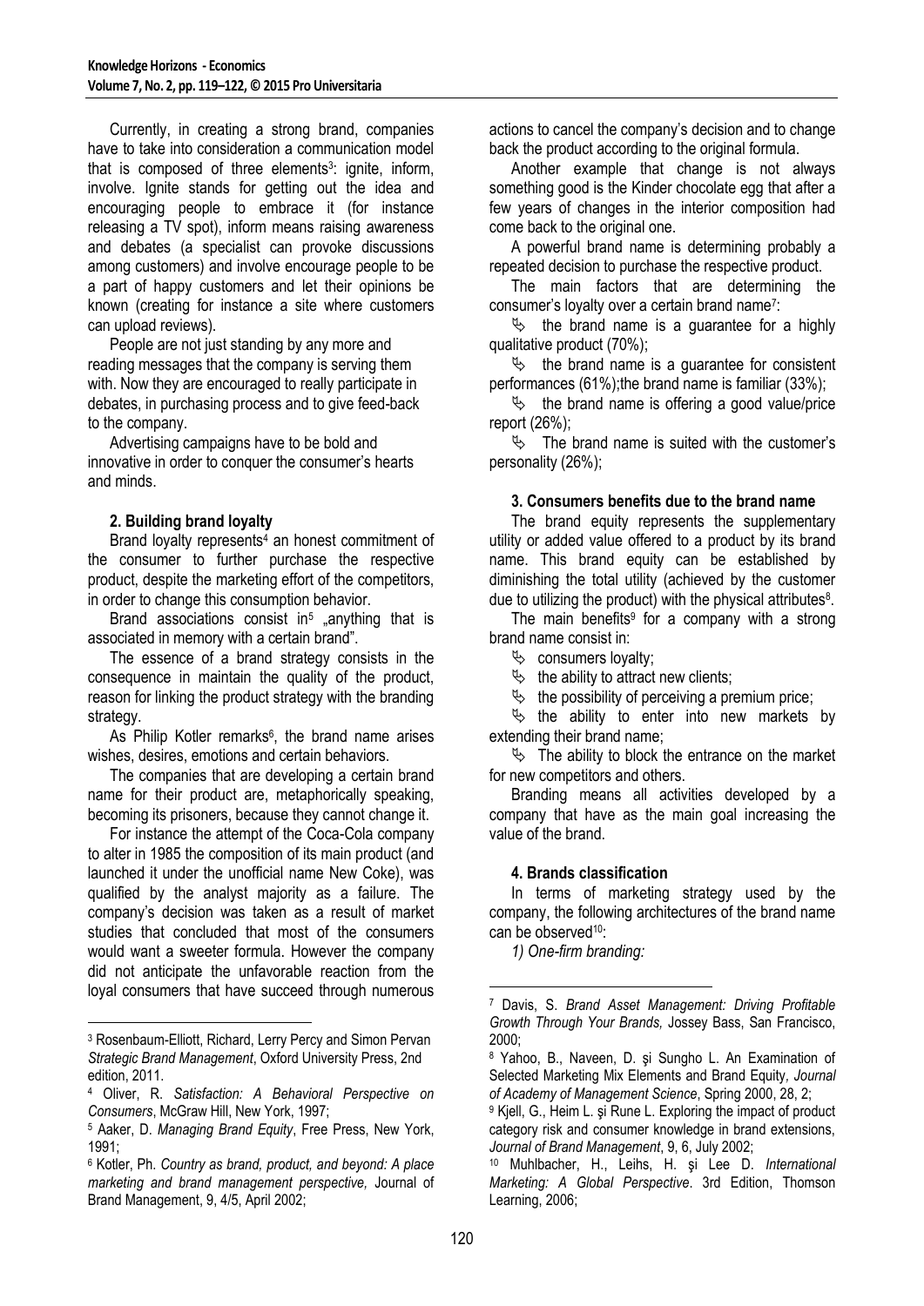Currently, in creating a strong brand, companies have to take into consideration a communication model that is composed of three elements[3]: ignite, inform, involve. Ignite stands for getting out the idea and encouraging people to embrace it (for instance releasing a TV spot), inform means raising awareness and debates (a specialist can provoke discussions among customers) and involve encourage people to be a part of happy customers and let their opinions be known (creating for instance a site where customers can upload reviews).

People are not just standing by any more and reading messages that the company is serving them with. Now they are encouraged to really participate in debates, in purchasing process and to give feed-back to the company.

Advertising campaigns have to be bold and innovative in order to conquer the consumer's hearts and minds.

### 2. Building brand loyalty

Brand loyalty represents[4] an honest commitment of the consumer to further purchase the respective product, despite the marketing effort of the competitors, in order to change this consumption behavior.

Brand associations consist in[5] „anything that is associated in memory with a certain brand".

The essence of a brand strategy consists in the consequence in maintain the quality of the product, reason for linking the product strategy with the branding strategy.

As Philip Kotler remarks[6], the brand name arises wishes, desires, emotions and certain behaviors.

The companies that are developing a certain brand name for their product are, metaphorically speaking, becoming its prisoners, because they cannot change it.

For instance the attempt of the Coca-Cola company to alter in 1985 the composition of its main product (and launched it under the unofficial name New Coke), was qualified by the analyst majority as a failure. The company's decision was taken as a result of market studies that concluded that most of the consumers would want a sweeter formula. However the company did not anticipate the unfavorable reaction from the loyal consumers that have succeed through numerous actions to cancel the company's decision and to change back the product according to the original formula.

Another example that change is not always something good is the Kinder chocolate egg that after a few years of changes in the interior composition had come back to the original one.

A powerful brand name is determining probably a repeated decision to purchase the respective product.

The main factors that are determining the consumer's loyalty over a certain brand name[7]:

- the brand name is a guarantee for a highly qualitative product (70%);
- the brand name is a guarantee for consistent performances (61%);the brand name is familiar (33%);
- the brand name is offering a good value/price report (26%);
- The brand name is suited with the customer's personality (26%);

### 3. Consumers benefits due to the brand name

The brand equity represents the supplementary utility or added value offered to a product by its brand name. This brand equity can be established by diminishing the total utility (achieved by the customer due to utilizing the product) with the physical attributes[8].

The main benefits[9] for a company with a strong brand name consist in:

- consumers loyalty;
- the ability to attract new clients;
- the possibility of perceiving a premium price;
- the ability to enter into new markets by extending their brand name;
- The ability to block the entrance on the market for new competitors and others.

Branding means all activities developed by a company that have as the main goal increasing the value of the brand.

### 4. Brands classification

In terms of marketing strategy used by the company, the following architectures of the brand name can be observed[10]:

*1) One-firm branding:*

---

[3] Rosenbaum-Elliott, Richard, Lerry Percy and Simon Pervan *Strategic Brand Management*, Oxford University Press, 2nd edition, 2011.

[4] Oliver, R. *Satisfaction: A Behavioral Perspective on Consumers*, McGraw Hill, New York, 1997;

[5] Aaker, D. *Managing Brand Equity*, Free Press, New York, 1991;

[6] Kotler, Ph. *Country as brand, product, and beyond: A place marketing and brand management perspective,* Journal of Brand Management, 9, 4/5, April 2002;

[7] Davis, S. *Brand Asset Management: Driving Profitable Growth Through Your Brands,* Jossey Bass, San Francisco, 2000;

[8] Yahoo, B., Naveen, D. şi Sungho L. An Examination of Selected Marketing Mix Elements and Brand Equity*, Journal of Academy of Management Science*, Spring 2000, 28, 2;

[9] Kjell, G., Heim L. şi Rune L. Exploring the impact of product category risk and consumer knowledge in brand extensions, *Journal of Brand Management*, 9, 6, July 2002;

[10] Muhlbacher, H., Leihs, H. şi Lee D. *International Marketing: A Global Perspective*. 3rd Edition, Thomson Learning, 2006;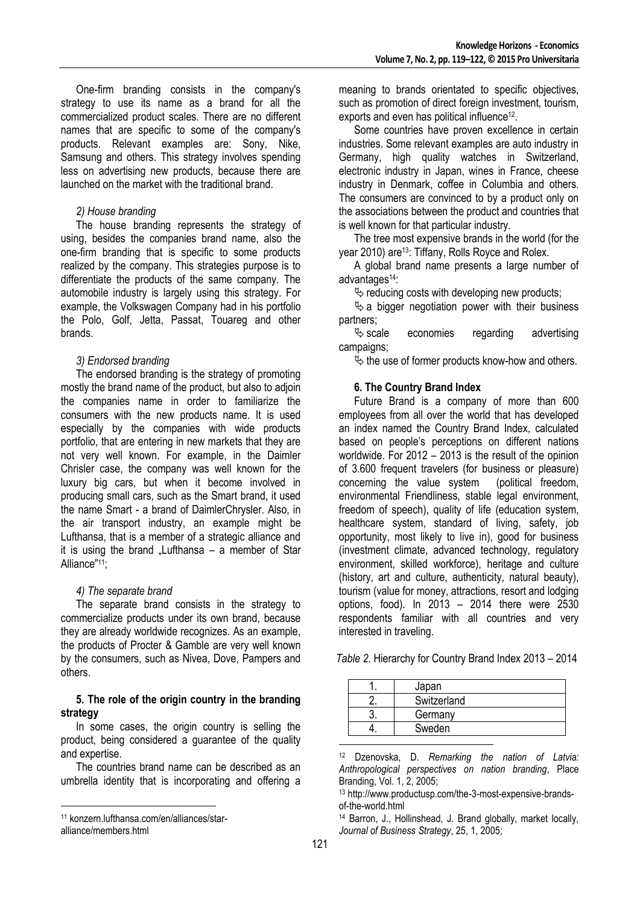One-firm branding consists in the company's strategy to use its name as a brand for all the commercialized product scales. There are no different names that are specific to some of the company's products. Relevant examples are: Sony, Nike, Samsung and others. This strategy involves spending less on advertising new products, because there are launched on the market with the traditional brand.

*2) House branding*

The house branding represents the strategy of using, besides the companies brand name, also the one-firm branding that is specific to some products realized by the company. This strategies purpose is to differentiate the products of the same company. The automobile industry is largely using this strategy. For example, the Volkswagen Company had in his portfolio the Polo, Golf, Jetta, Passat, Touareg and other brands.

*3) Endorsed branding*

The endorsed branding is the strategy of promoting mostly the brand name of the product, but also to adjoin the companies name in order to familiarize the consumers with the new products name. It is used especially by the companies with wide products portfolio, that are entering in new markets that they are not very well known. For example, in the Daimler Chrisler case, the company was well known for the luxury big cars, but when it become involved in producing small cars, such as the Smart brand, it used the name Smart - a brand of DaimlerChrysler. Also, in the air transport industry, an example might be Lufthansa, that is a member of a strategic alliance and it is using the brand „Lufthansa – a member of Star Alliance"[11];

*4) The separate brand*

The separate brand consists in the strategy to commercialize products under its own brand, because they are already worldwide recognizes. As an example, the products of Procter & Gamble are very well known by the consumers, such as Nivea, Dove, Pampers and others.

## 5. The role of the origin country in the branding strategy

In some cases, the origin country is selling the product, being considered a guarantee of the quality and expertise.

The countries brand name can be described as an umbrella identity that is incorporating and offering a meaning to brands orientated to specific objectives, such as promotion of direct foreign investment, tourism, exports and even has political influence[12].

Some countries have proven excellence in certain industries. Some relevant examples are auto industry in Germany, high quality watches in Switzerland, electronic industry in Japan, wines in France, cheese industry in Denmark, coffee in Columbia and others. The consumers are convinced to by a product only on the associations between the product and countries that is well known for that particular industry.

The tree most expensive brands in the world (for the year 2010) are[13]: Tiffany, Rolls Royce and Rolex.

A global brand name presents a large number of advantages[14]:

- reducing costs with developing new products;
- a bigger negotiation power with their business partners;
- scale economies regarding advertising campaigns;
- the use of former products know-how and others.

## 6. The Country Brand Index

Future Brand is a company of more than 600 employees from all over the world that has developed an index named the Country Brand Index, calculated based on people's perceptions on different nations worldwide. For 2012 – 2013 is the result of the opinion of 3.600 frequent travelers (for business or pleasure) concerning the value system (political freedom, environmental Friendliness, stable legal environment, freedom of speech), quality of life (education system, healthcare system, standard of living, safety, job opportunity, most likely to live in), good for business (investment climate, advanced technology, regulatory environment, skilled workforce), heritage and culture (history, art and culture, authenticity, natural beauty), tourism (value for money, attractions, resort and lodging options, food). In 2013 – 2014 there were 2530 respondents familiar with all countries and very interested in traveling.

*Table 2.* Hierarchy for Country Brand Index 2013 – 2014

| | |
|---|---|
| 1. | Japan |
| 2. | Switzerland |
| 3. | Germany |
| 4. | Sweden |

[11] konzern.lufthansa.com/en/alliances/star-alliance/members.html

[12] Dzenovska, D. *Remarking the nation of Latvia: Anthropological perspectives on nation branding*, Place Branding, Vol. 1, 2, 2005;

[13] http://www.productusp.com/the-3-most-expensive-brands-of-the-world.html

[14] Barron, J., Hollinshead, J. Brand globally, market locally, *Journal of Business Strategy*, 25, 1, 2005;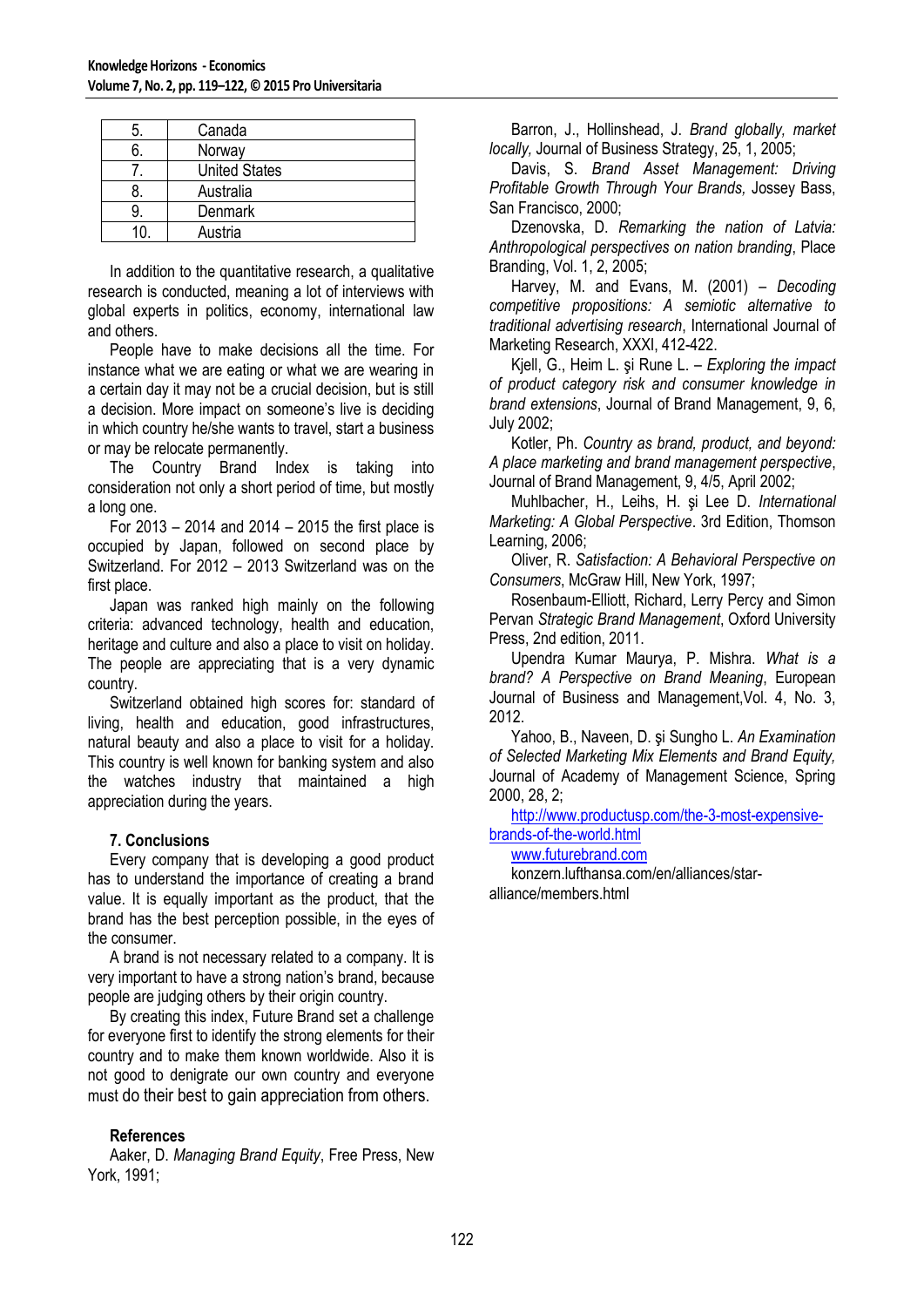| | |
|---|---|
| 5. | Canada |
| 6. | Norway |
| 7. | United States |
| 8. | Australia |
| 9. | Denmark |
| 10. | Austria |

In addition to the quantitative research, a qualitative research is conducted, meaning a lot of interviews with global experts in politics, economy, international law and others.

People have to make decisions all the time. For instance what we are eating or what we are wearing in a certain day it may not be a crucial decision, but is still a decision. More impact on someone's live is deciding in which country he/she wants to travel, start a business or may be relocate permanently.

The Country Brand Index is taking into consideration not only a short period of time, but mostly a long one.

For 2013 – 2014 and 2014 – 2015 the first place is occupied by Japan, followed on second place by Switzerland. For 2012 – 2013 Switzerland was on the first place.

Japan was ranked high mainly on the following criteria: advanced technology, health and education, heritage and culture and also a place to visit on holiday. The people are appreciating that is a very dynamic country.

Switzerland obtained high scores for: standard of living, health and education, good infrastructures, natural beauty and also a place to visit for a holiday. This country is well known for banking system and also the watches industry that maintained a high appreciation during the years.

### 7. Conclusions

Every company that is developing a good product has to understand the importance of creating a brand value. It is equally important as the product, that the brand has the best perception possible, in the eyes of the consumer.

A brand is not necessary related to a company. It is very important to have a strong nation's brand, because people are judging others by their origin country.

By creating this index, Future Brand set a challenge for everyone first to identify the strong elements for their country and to make them known worldwide. Also it is not good to denigrate our own country and everyone must do their best to gain appreciation from others.

### References

Aaker, D. *Managing Brand Equity*, Free Press, New York, 1991;

Barron, J., Hollinshead, J. *Brand globally, market locally,* Journal of Business Strategy, 25, 1, 2005;

Davis, S. *Brand Asset Management: Driving Profitable Growth Through Your Brands,* Jossey Bass, San Francisco, 2000;

Dzenovska, D. *Remarking the nation of Latvia: Anthropological perspectives on nation branding*, Place Branding, Vol. 1, 2, 2005;

Harvey, M. and Evans, M. (2001) – *Decoding competitive propositions: A semiotic alternative to traditional advertising research*, International Journal of Marketing Research, XXXI, 412-422.

Kjell, G., Heim L. şi Rune L. – *Exploring the impact of product category risk and consumer knowledge in brand extensions*, Journal of Brand Management, 9, 6, July 2002;

Kotler, Ph. *Country as brand, product, and beyond: A place marketing and brand management perspective*, Journal of Brand Management, 9, 4/5, April 2002;

Muhlbacher, H., Leihs, H. şi Lee D. *International Marketing: A Global Perspective*. 3rd Edition, Thomson Learning, 2006;

Oliver, R. *Satisfaction: A Behavioral Perspective on Consumers*, McGraw Hill, New York, 1997;

Rosenbaum-Elliott, Richard, Lerry Percy and Simon Pervan *Strategic Brand Management*, Oxford University Press, 2nd edition, 2011.

Upendra Kumar Maurya, P. Mishra. *What is a brand? A Perspective on Brand Meaning*, European Journal of Business and Management,Vol. 4, No. 3, 2012.

Yahoo, B., Naveen, D. şi Sungho L. *An Examination of Selected Marketing Mix Elements and Brand Equity,* Journal of Academy of Management Science, Spring 2000, 28, 2;

http://www.productusp.com/the-3-most-expensive-brands-of-the-world.html

www.futurebrand.com

konzern.lufthansa.com/en/alliances/star-alliance/members.html